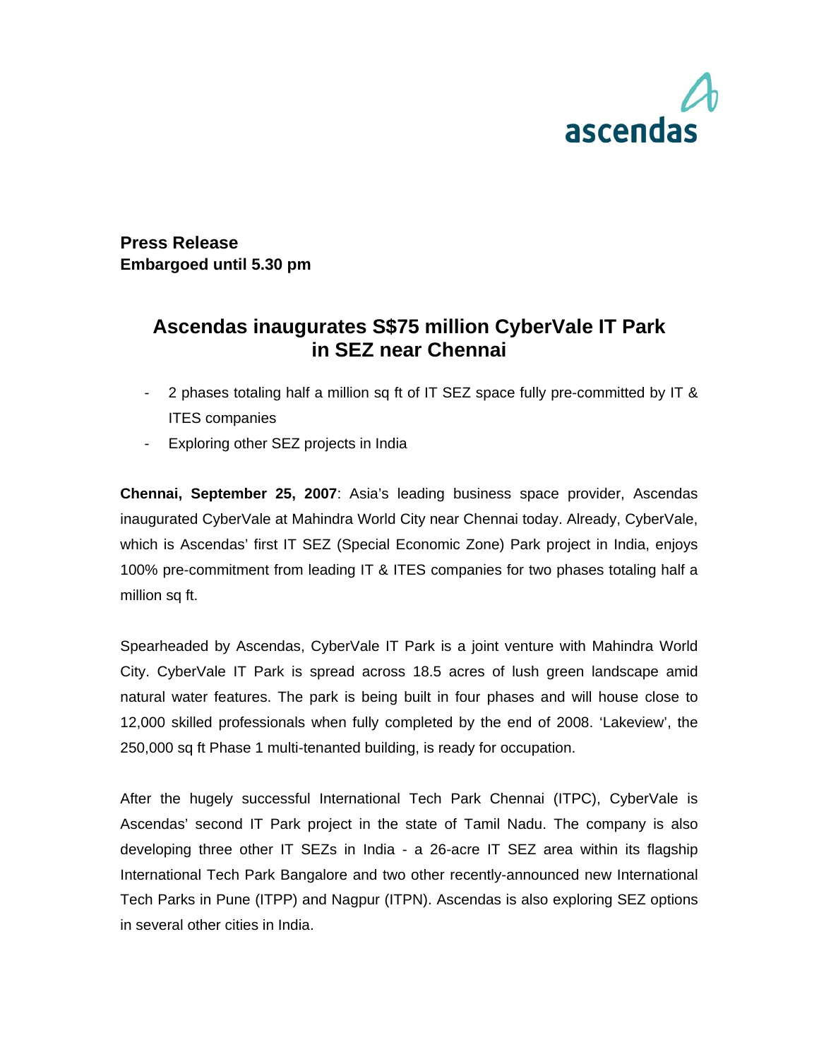ascendas

**Press Release**
**Embargoed until 5.30 pm**

# Ascendas inaugurates S$75 million CyberVale IT Park in SEZ near Chennai

- 2 phases totaling half a million sq ft of IT SEZ space fully pre-committed by IT & ITES companies
- Exploring other SEZ projects in India

**Chennai, September 25, 2007**: Asia's leading business space provider, Ascendas inaugurated CyberVale at Mahindra World City near Chennai today. Already, CyberVale, which is Ascendas' first IT SEZ (Special Economic Zone) Park project in India, enjoys 100% pre-commitment from leading IT & ITES companies for two phases totaling half a million sq ft.

Spearheaded by Ascendas, CyberVale IT Park is a joint venture with Mahindra World City. CyberVale IT Park is spread across 18.5 acres of lush green landscape amid natural water features. The park is being built in four phases and will house close to 12,000 skilled professionals when fully completed by the end of 2008. 'Lakeview', the 250,000 sq ft Phase 1 multi-tenanted building, is ready for occupation.

After the hugely successful International Tech Park Chennai (ITPC), CyberVale is Ascendas' second IT Park project in the state of Tamil Nadu. The company is also developing three other IT SEZs in India - a 26-acre IT SEZ area within its flagship International Tech Park Bangalore and two other recently-announced new International Tech Parks in Pune (ITPP) and Nagpur (ITPN). Ascendas is also exploring SEZ options in several other cities in India.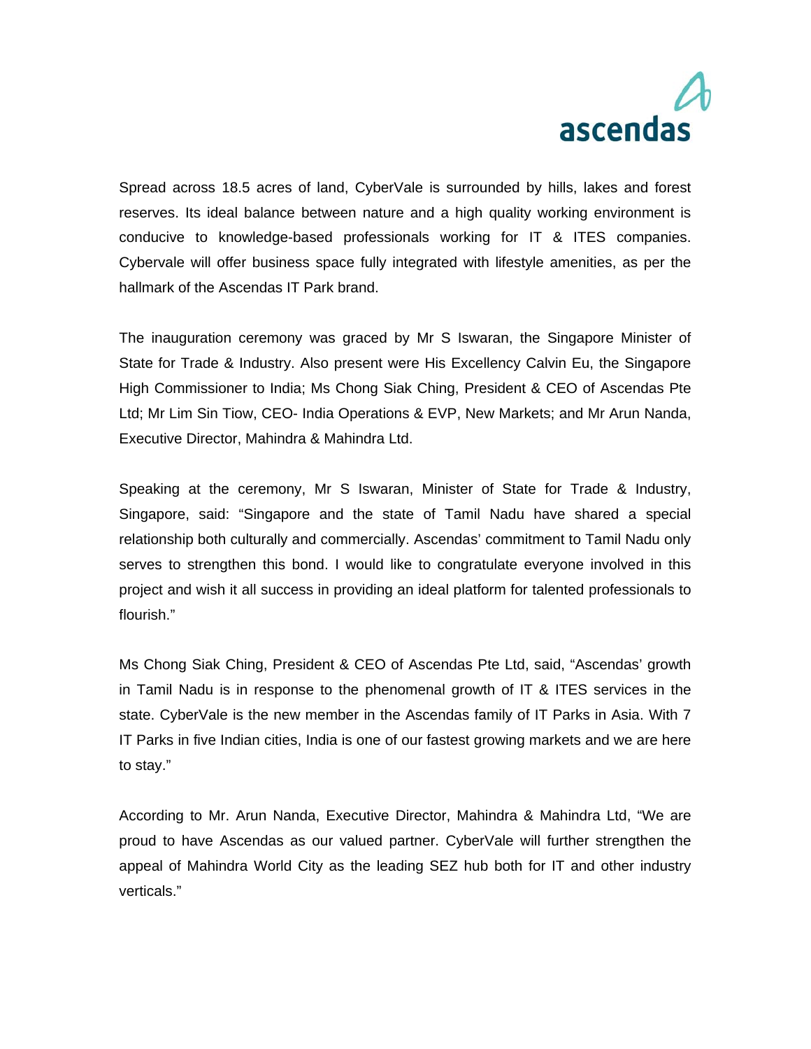Spread across 18.5 acres of land, CyberVale is surrounded by hills, lakes and forest reserves. Its ideal balance between nature and a high quality working environment is conducive to knowledge-based professionals working for IT & ITES companies. Cybervale will offer business space fully integrated with lifestyle amenities, as per the hallmark of the Ascendas IT Park brand.

The inauguration ceremony was graced by Mr S Iswaran, the Singapore Minister of State for Trade & Industry. Also present were His Excellency Calvin Eu, the Singapore High Commissioner to India; Ms Chong Siak Ching, President & CEO of Ascendas Pte Ltd; Mr Lim Sin Tiow, CEO- India Operations & EVP, New Markets; and Mr Arun Nanda, Executive Director, Mahindra & Mahindra Ltd.

Speaking at the ceremony, Mr S Iswaran, Minister of State for Trade & Industry, Singapore, said: "Singapore and the state of Tamil Nadu have shared a special relationship both culturally and commercially. Ascendas' commitment to Tamil Nadu only serves to strengthen this bond. I would like to congratulate everyone involved in this project and wish it all success in providing an ideal platform for talented professionals to flourish."

Ms Chong Siak Ching, President & CEO of Ascendas Pte Ltd, said, "Ascendas' growth in Tamil Nadu is in response to the phenomenal growth of IT & ITES services in the state. CyberVale is the new member in the Ascendas family of IT Parks in Asia. With 7 IT Parks in five Indian cities, India is one of our fastest growing markets and we are here to stay."

According to Mr. Arun Nanda, Executive Director, Mahindra & Mahindra Ltd, "We are proud to have Ascendas as our valued partner. CyberVale will further strengthen the appeal of Mahindra World City as the leading SEZ hub both for IT and other industry verticals."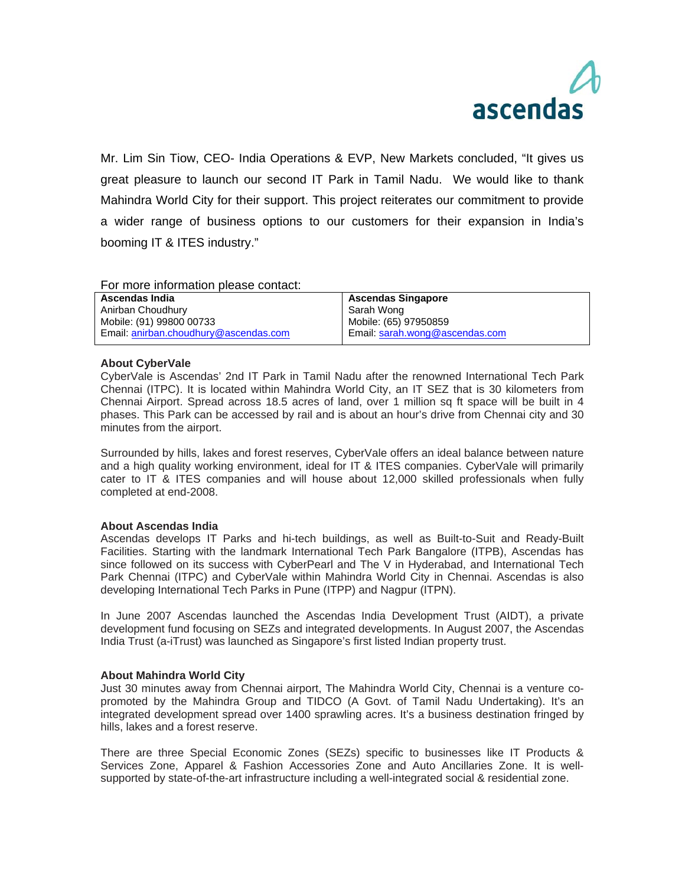Mr. Lim Sin Tiow, CEO- India Operations & EVP, New Markets concluded, "It gives us great pleasure to launch our second IT Park in Tamil Nadu. We would like to thank Mahindra World City for their support. This project reiterates our commitment to provide a wider range of business options to our customers for their expansion in India's booming IT & ITES industry."

For more information please contact:

| **Ascendas India** | **Ascendas Singapore** |
| --- | --- |
| Anirban Choudhury | Sarah Wong |
| Mobile: (91) 99800 00733 | Mobile: (65) 97950859 |
| Email: anirban.choudhury@ascendas.com | Email: sarah.wong@ascendas.com |

**About CyberVale**

CyberVale is Ascendas' 2nd IT Park in Tamil Nadu after the renowned International Tech Park Chennai (ITPC). It is located within Mahindra World City, an IT SEZ that is 30 kilometers from Chennai Airport. Spread across 18.5 acres of land, over 1 million sq ft space will be built in 4 phases. This Park can be accessed by rail and is about an hour's drive from Chennai city and 30 minutes from the airport.

Surrounded by hills, lakes and forest reserves, CyberVale offers an ideal balance between nature and a high quality working environment, ideal for IT & ITES companies. CyberVale will primarily cater to IT & ITES companies and will house about 12,000 skilled professionals when fully completed at end-2008.

**About Ascendas India**

Ascendas develops IT Parks and hi-tech buildings, as well as Built-to-Suit and Ready-Built Facilities. Starting with the landmark International Tech Park Bangalore (ITPB), Ascendas has since followed on its success with CyberPearl and The V in Hyderabad, and International Tech Park Chennai (ITPC) and CyberVale within Mahindra World City in Chennai. Ascendas is also developing International Tech Parks in Pune (ITPP) and Nagpur (ITPN).

In June 2007 Ascendas launched the Ascendas India Development Trust (AIDT), a private development fund focusing on SEZs and integrated developments. In August 2007, the Ascendas India Trust (a-iTrust) was launched as Singapore's first listed Indian property trust.

**About Mahindra World City**

Just 30 minutes away from Chennai airport, The Mahindra World City, Chennai is a venture co-promoted by the Mahindra Group and TIDCO (A Govt. of Tamil Nadu Undertaking). It's an integrated development spread over 1400 sprawling acres. It's a business destination fringed by hills, lakes and a forest reserve.

There are three Special Economic Zones (SEZs) specific to businesses like IT Products & Services Zone, Apparel & Fashion Accessories Zone and Auto Ancillaries Zone. It is well-supported by state-of-the-art infrastructure including a well-integrated social & residential zone.